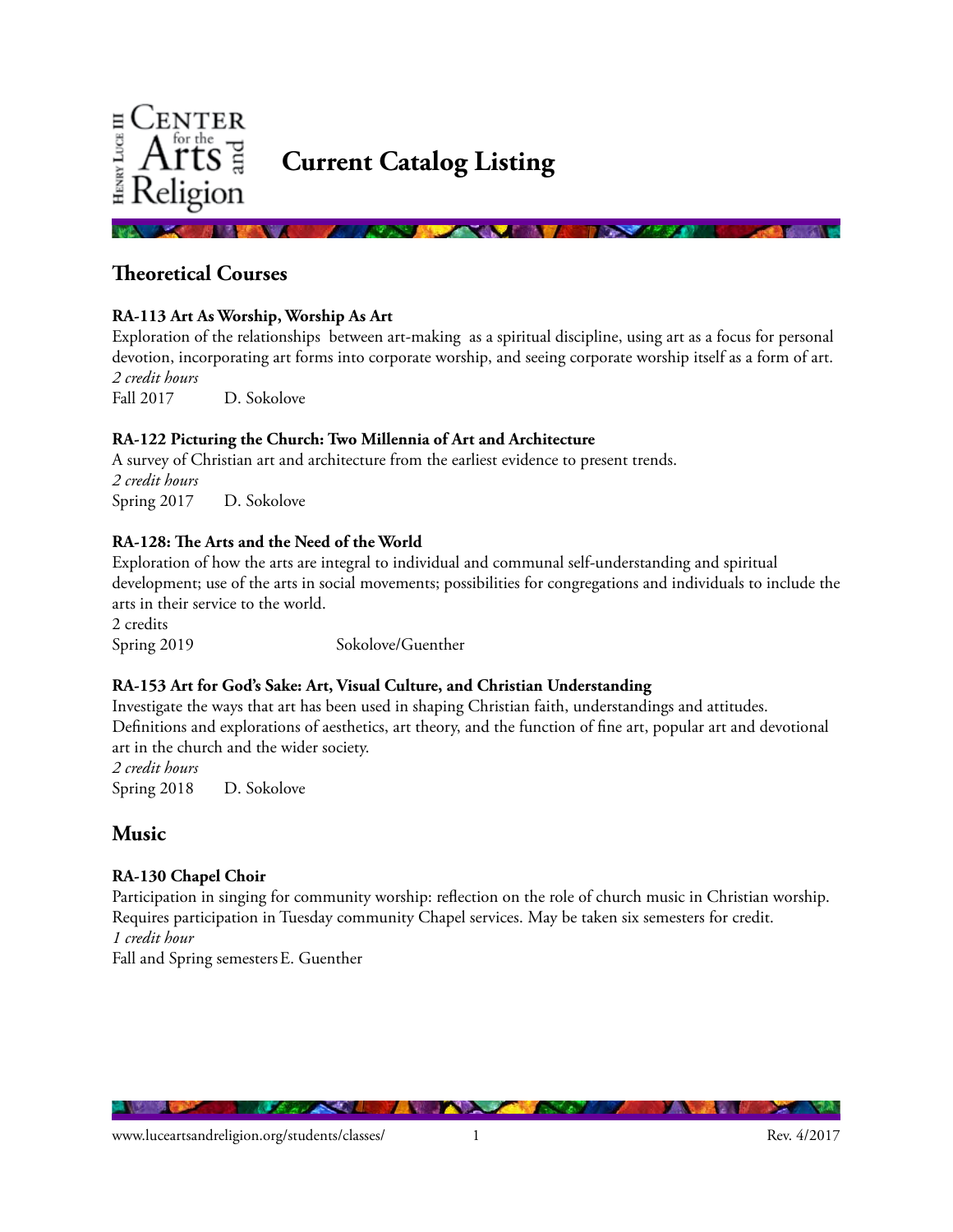Henry Luce III Center for the Arts and Religion

# Current Catalog Listing

## Theoretical Courses

**RA-113 Art As Worship, Worship As Art**
Exploration of the relationships between art-making as a spiritual discipline, using art as a focus for personal devotion, incorporating art forms into corporate worship, and seeing corporate worship itself as a form of art.
*2 credit hours*
Fall 2017 D. Sokolove

**RA-122 Picturing the Church: Two Millennia of Art and Architecture**
A survey of Christian art and architecture from the earliest evidence to present trends.
*2 credit hours*
Spring 2017 D. Sokolove

**RA-128: The Arts and the Need of the World**
Exploration of how the arts are integral to individual and communal self-understanding and spiritual development; use of the arts in social movements; possibilities for congregations and individuals to include the arts in their service to the world.
2 credits
Spring 2019 Sokolove/Guenther

**RA-153 Art for God's Sake: Art, Visual Culture, and Christian Understanding**
Investigate the ways that art has been used in shaping Christian faith, understandings and attitudes. Definitions and explorations of aesthetics, art theory, and the function of fine art, popular art and devotional art in the church and the wider society.
*2 credit hours*
Spring 2018 D. Sokolove

## Music

**RA-130 Chapel Choir**
Participation in singing for community worship: reflection on the role of church music in Christian worship. Requires participation in Tuesday community Chapel services. May be taken six semesters for credit.
*1 credit hour*
Fall and Spring semesters E. Guenther

www.luceartsandreligion.org/students/classes/ Rev. 4/2017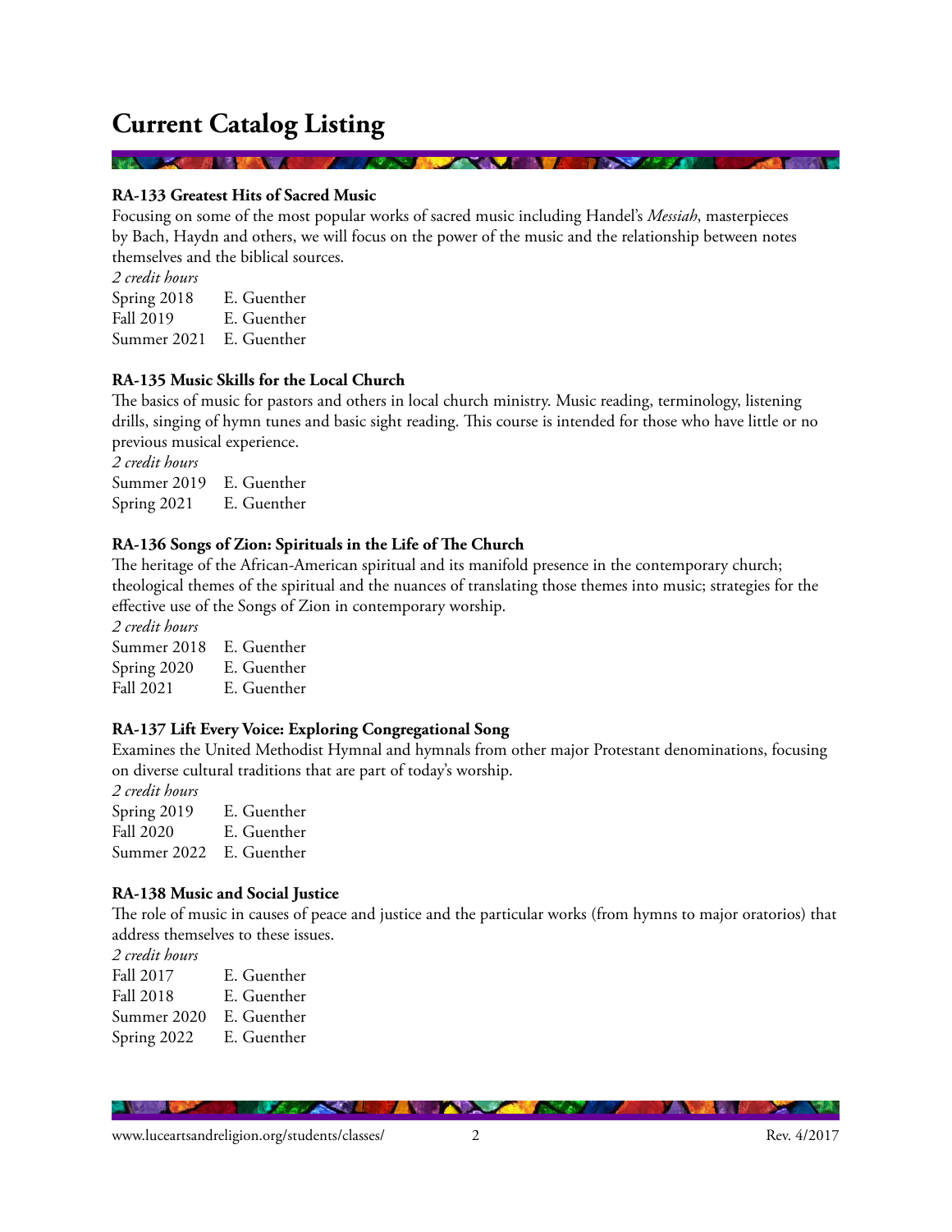# Current Catalog Listing

### RA-133 Greatest Hits of Sacred Music

Focusing on some of the most popular works of sacred music including Handel's *Messiah*, masterpieces by Bach, Haydn and others, we will focus on the power of the music and the relationship between notes themselves and the biblical sources.

*2 credit hours*

Spring 2018 E. Guenther
Fall 2019 E. Guenther
Summer 2021 E. Guenther

### RA-135 Music Skills for the Local Church

The basics of music for pastors and others in local church ministry. Music reading, terminology, listening drills, singing of hymn tunes and basic sight reading. This course is intended for those who have little or no previous musical experience.

*2 credit hours*

Summer 2019 E. Guenther
Spring 2021 E. Guenther

### RA-136 Songs of Zion: Spirituals in the Life of The Church

The heritage of the African-American spiritual and its manifold presence in the contemporary church; theological themes of the spiritual and the nuances of translating those themes into music; strategies for the effective use of the Songs of Zion in contemporary worship.

*2 credit hours*

Summer 2018 E. Guenther
Spring 2020 E. Guenther
Fall 2021 E. Guenther

### RA-137 Lift Every Voice: Exploring Congregational Song

Examines the United Methodist Hymnal and hymnals from other major Protestant denominations, focusing on diverse cultural traditions that are part of today's worship.

*2 credit hours*

Spring 2019 E. Guenther
Fall 2020 E. Guenther
Summer 2022 E. Guenther

### RA-138 Music and Social Justice

The role of music in causes of peace and justice and the particular works (from hymns to major oratorios) that address themselves to these issues.

*2 credit hours*

Fall 2017 E. Guenther
Fall 2018 E. Guenther
Summer 2020 E. Guenther
Spring 2022 E. Guenther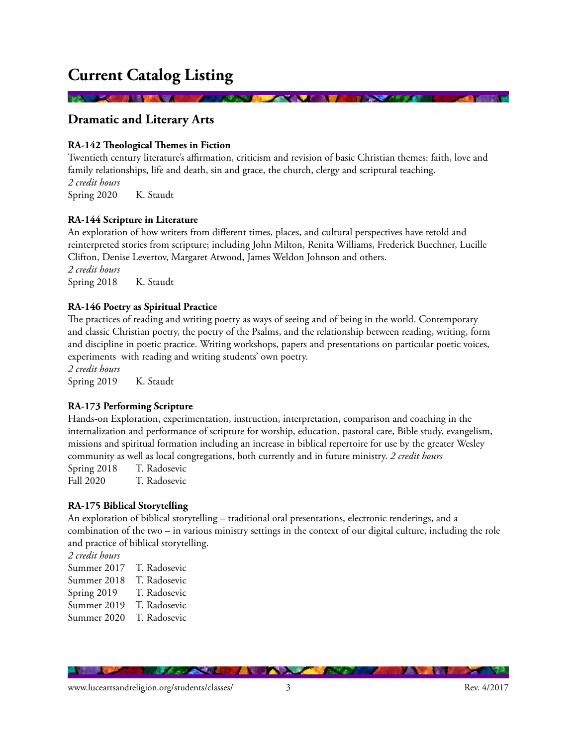# Current Catalog Listing

## Dramatic and Literary Arts

**RA-142 Theological Themes in Fiction**

Twentieth century literature's affirmation, criticism and revision of basic Christian themes: faith, love and family relationships, life and death, sin and grace, the church, clergy and scriptural teaching.

*2 credit hours*

Spring 2020 K. Staudt

**RA-144 Scripture in Literature**

An exploration of how writers from different times, places, and cultural perspectives have retold and reinterpreted stories from scripture; including John Milton, Renita Williams, Frederick Buechner, Lucille Clifton, Denise Levertov, Margaret Atwood, James Weldon Johnson and others.

*2 credit hours*

Spring 2018 K. Staudt

**RA-146 Poetry as Spiritual Practice**

The practices of reading and writing poetry as ways of seeing and of being in the world. Contemporary and classic Christian poetry, the poetry of the Psalms, and the relationship between reading, writing, form and discipline in poetic practice. Writing workshops, papers and presentations on particular poetic voices, experiments with reading and writing students' own poetry.

*2 credit hours*

Spring 2019 K. Staudt

**RA-173 Performing Scripture**

Hands-on Exploration, experimentation, instruction, interpretation, comparison and coaching in the internalization and performance of scripture for worship, education, pastoral care, Bible study, evangelism, missions and spiritual formation including an increase in biblical repertoire for use by the greater Wesley community as well as local congregations, both currently and in future ministry. *2 credit hours*

Spring 2018 T. Radosevic
Fall 2020 T. Radosevic

**RA-175 Biblical Storytelling**

An exploration of biblical storytelling – traditional oral presentations, electronic renderings, and a combination of the two – in various ministry settings in the context of our digital culture, including the role and practice of biblical storytelling.

*2 credit hours*

Summer 2017 T. Radosevic
Summer 2018 T. Radosevic
Spring 2019 T. Radosevic
Summer 2019 T. Radosevic
Summer 2020 T. Radosevic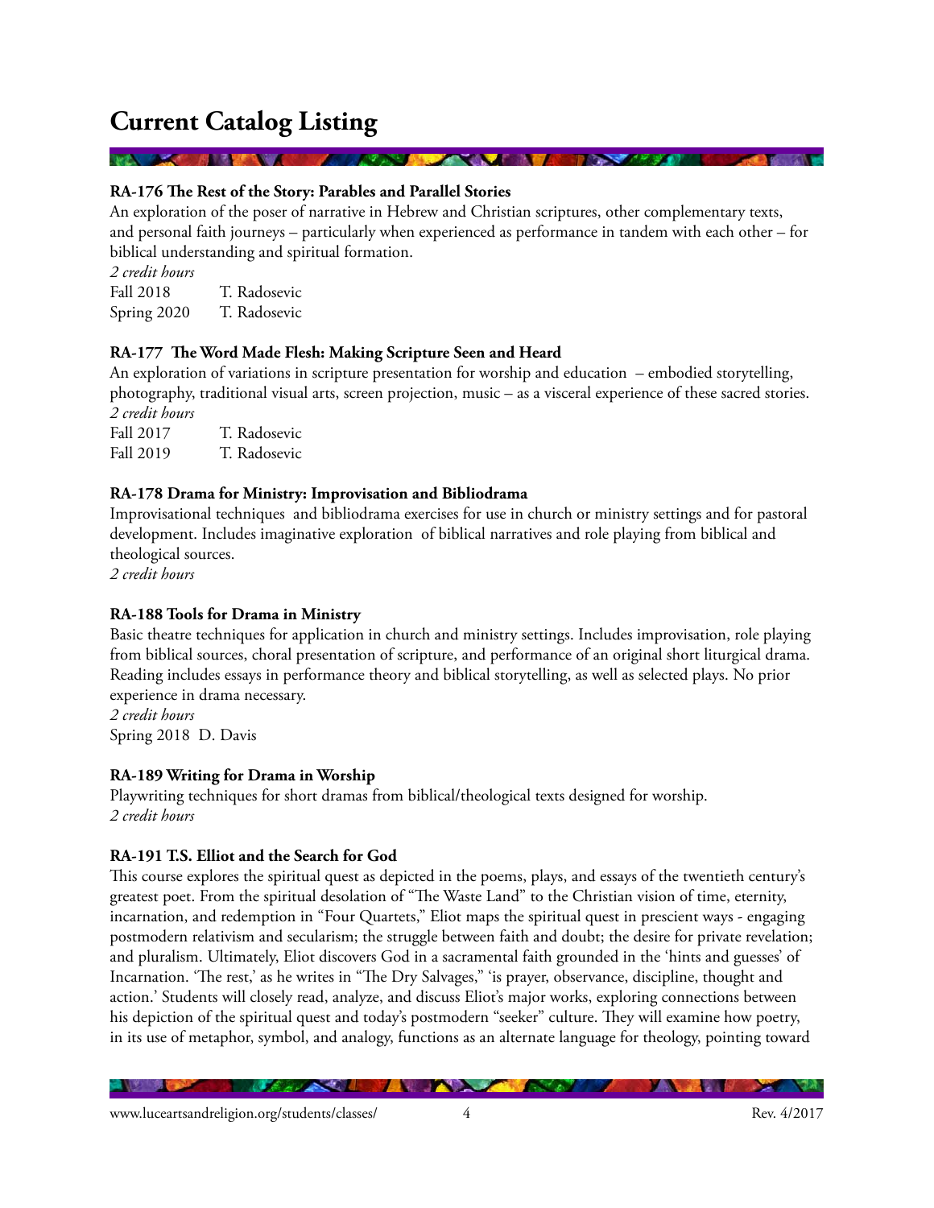# Current Catalog Listing

**RA-176 The Rest of the Story: Parables and Parallel Stories**

An exploration of the poser of narrative in Hebrew and Christian scriptures, other complementary texts, and personal faith journeys – particularly when experienced as performance in tandem with each other – for biblical understanding and spiritual formation.

*2 credit hours*

Fall 2018 T. Radosevic
Spring 2020 T. Radosevic

**RA-177 The Word Made Flesh: Making Scripture Seen and Heard**

An exploration of variations in scripture presentation for worship and education – embodied storytelling, photography, traditional visual arts, screen projection, music – as a visceral experience of these sacred stories.

*2 credit hours*

Fall 2017 T. Radosevic
Fall 2019 T. Radosevic

**RA-178 Drama for Ministry: Improvisation and Bibliodrama**

Improvisational techniques and bibliodrama exercises for use in church or ministry settings and for pastoral development. Includes imaginative exploration of biblical narratives and role playing from biblical and theological sources.

*2 credit hours*

**RA-188 Tools for Drama in Ministry**

Basic theatre techniques for application in church and ministry settings. Includes improvisation, role playing from biblical sources, choral presentation of scripture, and performance of an original short liturgical drama. Reading includes essays in performance theory and biblical storytelling, as well as selected plays. No prior experience in drama necessary.

*2 credit hours*

Spring 2018 D. Davis

**RA-189 Writing for Drama in Worship**

Playwriting techniques for short dramas from biblical/theological texts designed for worship.

*2 credit hours*

**RA-191 T.S. Elliot and the Search for God**

This course explores the spiritual quest as depicted in the poems, plays, and essays of the twentieth century's greatest poet. From the spiritual desolation of "The Waste Land" to the Christian vision of time, eternity, incarnation, and redemption in "Four Quartets," Eliot maps the spiritual quest in prescient ways - engaging postmodern relativism and secularism; the struggle between faith and doubt; the desire for private revelation; and pluralism. Ultimately, Eliot discovers God in a sacramental faith grounded in the 'hints and guesses' of Incarnation. 'The rest,' as he writes in "The Dry Salvages," 'is prayer, observance, discipline, thought and action.' Students will closely read, analyze, and discuss Eliot's major works, exploring connections between his depiction of the spiritual quest and today's postmodern "seeker" culture. They will examine how poetry, in its use of metaphor, symbol, and analogy, functions as an alternate language for theology, pointing toward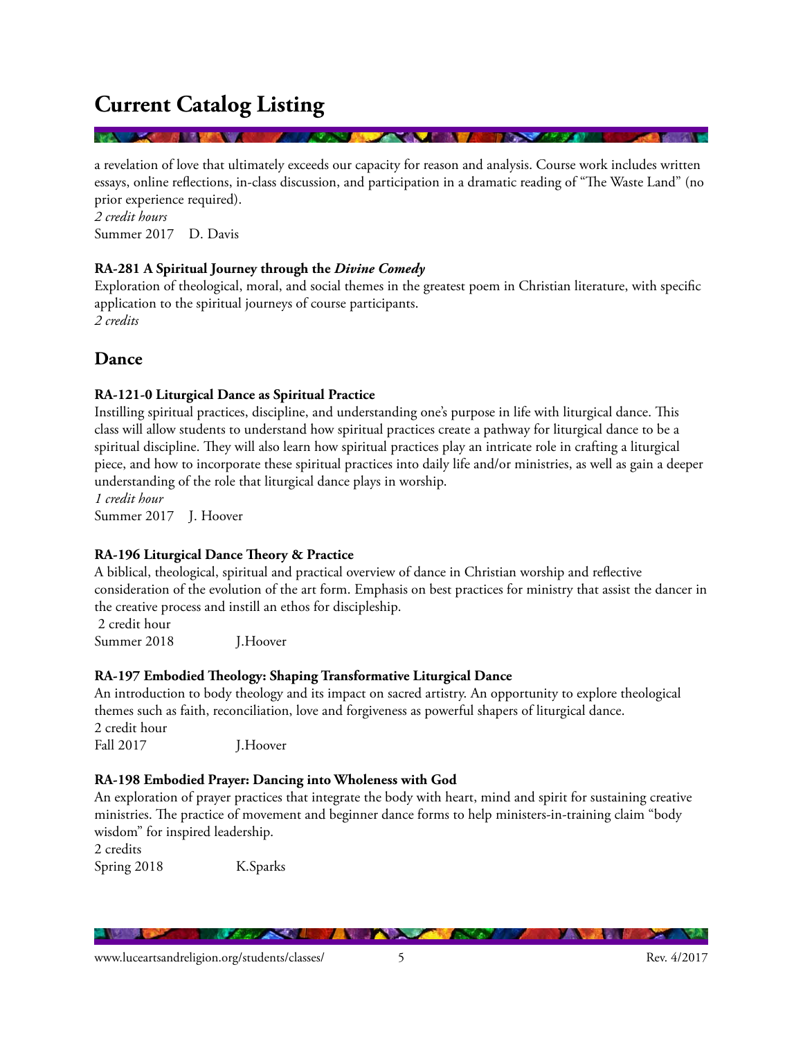# Current Catalog Listing

a revelation of love that ultimately exceeds our capacity for reason and analysis. Course work includes written essays, online reflections, in-class discussion, and participation in a dramatic reading of "The Waste Land" (no prior experience required).
*2 credit hours*
Summer 2017 D. Davis

**RA-281 A Spiritual Journey through the *Divine Comedy***
Exploration of theological, moral, and social themes in the greatest poem in Christian literature, with specific application to the spiritual journeys of course participants.
*2 credits*

## Dance

**RA-121-0 Liturgical Dance as Spiritual Practice**
Instilling spiritual practices, discipline, and understanding one's purpose in life with liturgical dance. This class will allow students to understand how spiritual practices create a pathway for liturgical dance to be a spiritual discipline. They will also learn how spiritual practices play an intricate role in crafting a liturgical piece, and how to incorporate these spiritual practices into daily life and/or ministries, as well as gain a deeper understanding of the role that liturgical dance plays in worship.
*1 credit hour*
Summer 2017 J. Hoover

**RA-196 Liturgical Dance Theory & Practice**
A biblical, theological, spiritual and practical overview of dance in Christian worship and reflective consideration of the evolution of the art form. Emphasis on best practices for ministry that assist the dancer in the creative process and instill an ethos for discipleship.
2 credit hour
Summer 2018 J.Hoover

**RA-197 Embodied Theology: Shaping Transformative Liturgical Dance**
An introduction to body theology and its impact on sacred artistry. An opportunity to explore theological themes such as faith, reconciliation, love and forgiveness as powerful shapers of liturgical dance.
2 credit hour
Fall 2017 J.Hoover

**RA-198 Embodied Prayer: Dancing into Wholeness with God**
An exploration of prayer practices that integrate the body with heart, mind and spirit for sustaining creative ministries. The practice of movement and beginner dance forms to help ministers-in-training claim "body wisdom" for inspired leadership.
2 credits
Spring 2018 K.Sparks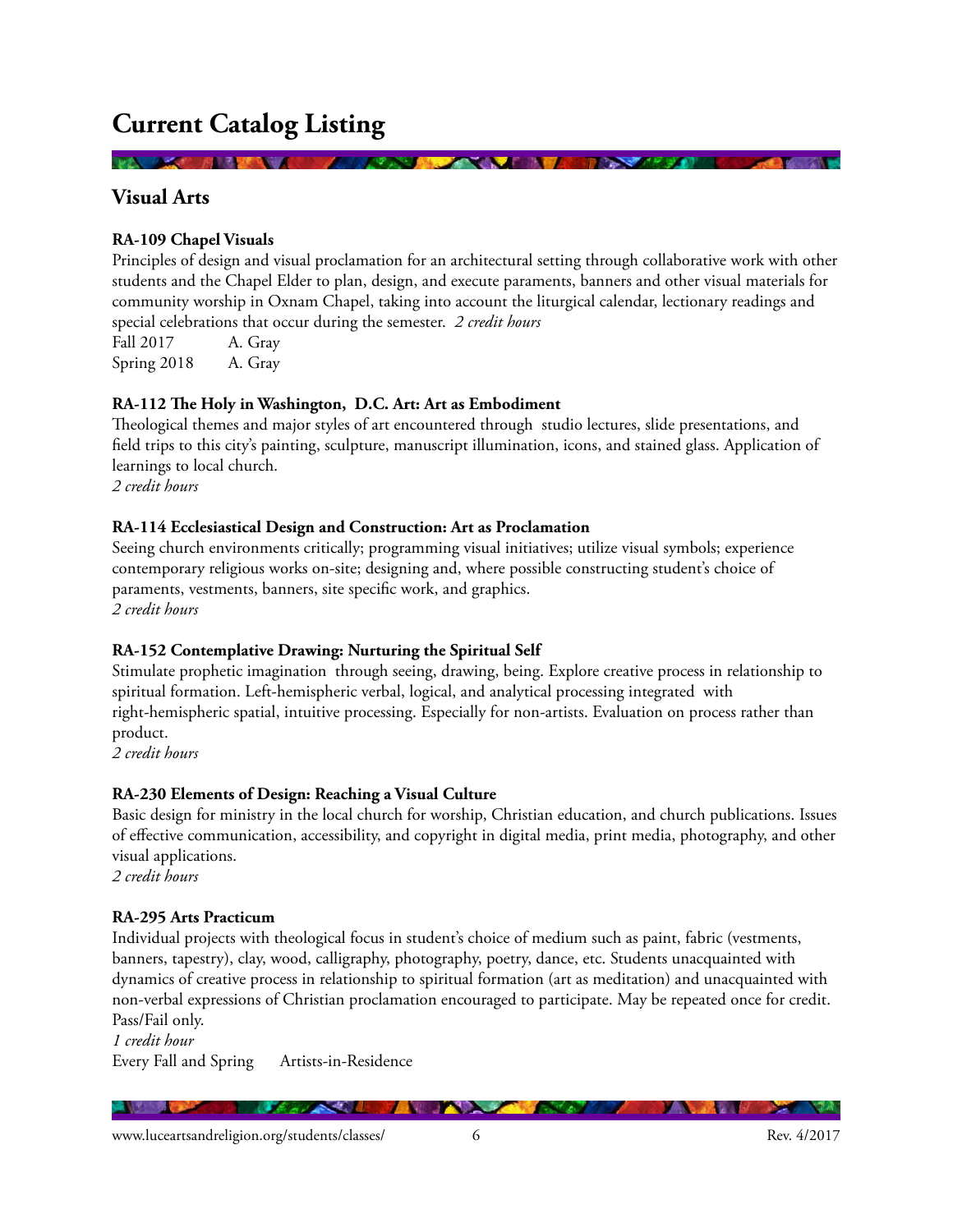# Current Catalog Listing

## Visual Arts

**RA-109 Chapel Visuals**

Principles of design and visual proclamation for an architectural setting through collaborative work with other students and the Chapel Elder to plan, design, and execute paraments, banners and other visual materials for community worship in Oxnam Chapel, taking into account the liturgical calendar, lectionary readings and special celebrations that occur during the semester. *2 credit hours*

Fall 2017 A. Gray
Spring 2018 A. Gray

**RA-112 The Holy in Washington, D.C. Art: Art as Embodiment**

Theological themes and major styles of art encountered through studio lectures, slide presentations, and field trips to this city's painting, sculpture, manuscript illumination, icons, and stained glass. Application of learnings to local church.
*2 credit hours*

**RA-114 Ecclesiastical Design and Construction: Art as Proclamation**

Seeing church environments critically; programming visual initiatives; utilize visual symbols; experience contemporary religious works on-site; designing and, where possible constructing student's choice of paraments, vestments, banners, site specific work, and graphics.
*2 credit hours*

**RA-152 Contemplative Drawing: Nurturing the Spiritual Self**

Stimulate prophetic imagination through seeing, drawing, being. Explore creative process in relationship to spiritual formation. Left-hemispheric verbal, logical, and analytical processing integrated with right-hemispheric spatial, intuitive processing. Especially for non-artists. Evaluation on process rather than product.
*2 credit hours*

**RA-230 Elements of Design: Reaching a Visual Culture**

Basic design for ministry in the local church for worship, Christian education, and church publications. Issues of effective communication, accessibility, and copyright in digital media, print media, photography, and other visual applications.
*2 credit hours*

**RA-295 Arts Practicum**

Individual projects with theological focus in student's choice of medium such as paint, fabric (vestments, banners, tapestry), clay, wood, calligraphy, photography, poetry, dance, etc. Students unacquainted with dynamics of creative process in relationship to spiritual formation (art as meditation) and unacquainted with non-verbal expressions of Christian proclamation encouraged to participate. May be repeated once for credit. Pass/Fail only.
*1 credit hour*
Every Fall and Spring Artists-in-Residence